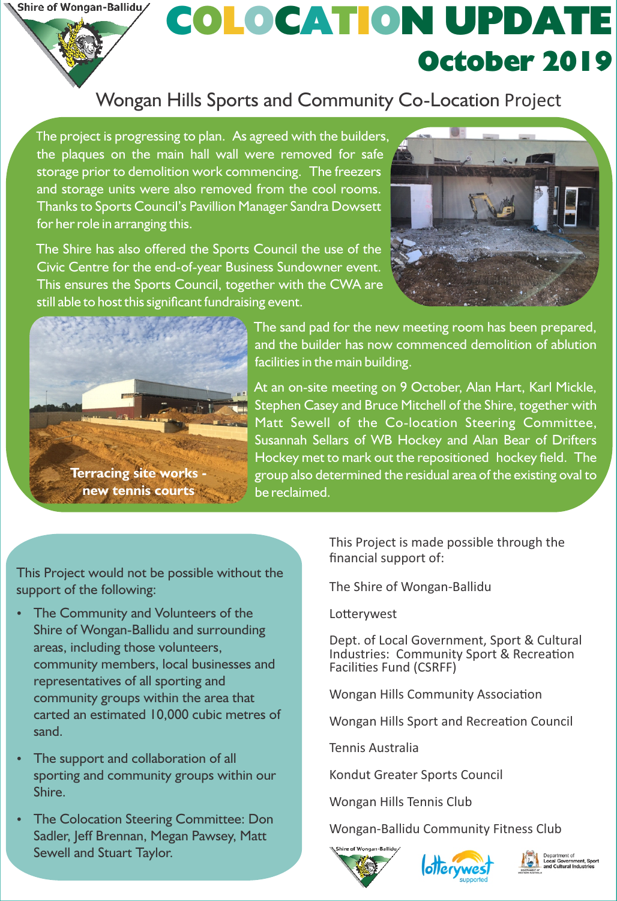Shire of Wongan-Ballidu

# COLOCATION UPDATE

## October 2019

### Wongan Hills Sports and Community Co-Location Project

The project is progressing to plan. As agreed with the builders, the plaques on the main hall wall were removed for safe storage prior to demolition work commencing. The freezers and storage units were also removed from the cool rooms. Thanks to Sports Council's Pavillion Manager Sandra Dowsett for her role in arranging this.

The Shire has also offered the Sports Council the use of the Civic Centre for the end-of-year Business Sundowner event. This ensures the Sports Council, together with the CWA are still able to host this significant fundraising event.

**Terracing site works - new tennis courts**

The sand pad for the new meeting room has been prepared, and the builder has now commenced demolition of ablution facilities in the main building.

At an on-site meeting on 9 October, Alan Hart, Karl Mickle, Stephen Casey and Bruce Mitchell of the Shire, together with Matt Sewell of the Co-location Steering Committee, Susannah Sellars of WB Hockey and Alan Bear of Drifters Hockey met to mark out the repositioned hockey field. The group also determined the residual area of the existing oval to be reclaimed.

This Project would not be possible without the support of the following:

- The Community and Volunteers of the Shire of Wongan-Ballidu and surrounding areas, including those volunteers, community members, local businesses and representatives of all sporting and community groups within the area that carted an estimated 10,000 cubic metres of sand.
- The support and collaboration of all sporting and community groups within our Shire.
- The Colocation Steering Committee: Don Sadler, Jeff Brennan, Megan Pawsey, Matt Sewell and Stuart Taylor.

This Project is made possible through the financial support of:

The Shire of Wongan-Ballidu

Lotterywest

Dept. of Local Government, Sport & Cultural Industries: Community Sport & Recreation Facilities Fund (CSRFF)

Wongan Hills Community Association

Wongan Hills Sport and Recreation Council

Tennis Australia

Kondut Greater Sports Council

Wongan Hills Tennis Club

Wongan-Ballidu Community Fitness Club